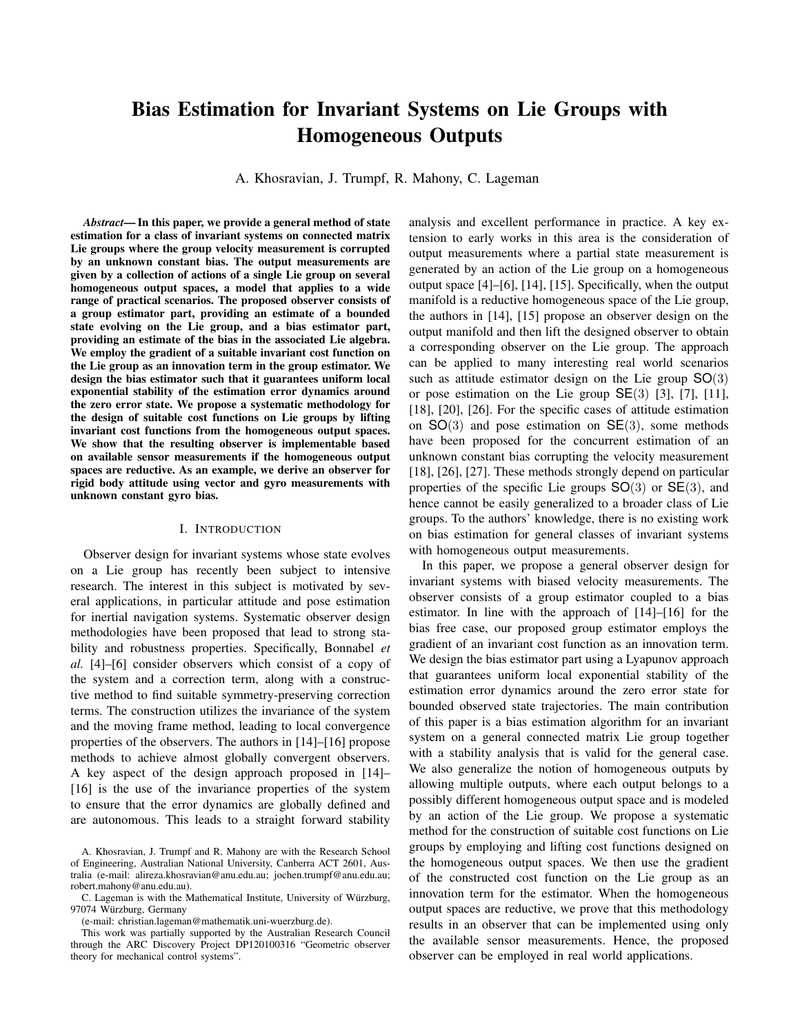# Bias Estimation for Invariant Systems on Lie Groups with Homogeneous Outputs

A. Khosravian, J. Trumpf, R. Mahony, C. Lageman

***Abstract*— In this paper, we provide a general method of state estimation for a class of invariant systems on connected matrix Lie groups where the group velocity measurement is corrupted by an unknown constant bias. The output measurements are given by a collection of actions of a single Lie group on several homogeneous output spaces, a model that applies to a wide range of practical scenarios. The proposed observer consists of a group estimator part, providing an estimate of a bounded state evolving on the Lie group, and a bias estimator part, providing an estimate of the bias in the associated Lie algebra. We employ the gradient of a suitable invariant cost function on the Lie group as an innovation term in the group estimator. We design the bias estimator such that it guarantees uniform local exponential stability of the estimation error dynamics around the zero error state. We propose a systematic methodology for the design of suitable cost functions on Lie groups by lifting invariant cost functions from the homogeneous output spaces. We show that the resulting observer is implementable based on available sensor measurements if the homogeneous output spaces are reductive. As an example, we derive an observer for rigid body attitude using vector and gyro measurements with unknown constant gyro bias.**

## I. Introduction

Observer design for invariant systems whose state evolves on a Lie group has recently been subject to intensive research. The interest in this subject is motivated by several applications, in particular attitude and pose estimation for inertial navigation systems. Systematic observer design methodologies have been proposed that lead to strong stability and robustness properties. Specifically, Bonnabel *et al.* [4]–[6] consider observers which consist of a copy of the system and a correction term, along with a constructive method to find suitable symmetry-preserving correction terms. The construction utilizes the invariance of the system and the moving frame method, leading to local convergence properties of the observers. The authors in [14]–[16] propose methods to achieve almost globally convergent observers. A key aspect of the design approach proposed in [14]–[16] is the use of the invariance properties of the system to ensure that the error dynamics are globally defined and are autonomous. This leads to a straight forward stability analysis and excellent performance in practice. A key extension to early works in this area is the consideration of output measurements where a partial state measurement is generated by an action of the Lie group on a homogeneous output space [4]–[6], [14], [15]. Specifically, when the output manifold is a reductive homogeneous space of the Lie group, the authors in [14], [15] propose an observer design on the output manifold and then lift the designed observer to obtain a corresponding observer on the Lie group. The approach can be applied to many interesting real world scenarios such as attitude estimator design on the Lie group $\mathsf{SO}(3)$ or pose estimation on the Lie group $\mathsf{SE}(3)$ [3], [7], [11], [18], [20], [26]. For the specific cases of attitude estimation on $\mathsf{SO}(3)$ and pose estimation on $\mathsf{SE}(3)$, some methods have been proposed for the concurrent estimation of an unknown constant bias corrupting the velocity measurement [18], [26], [27]. These methods strongly depend on particular properties of the specific Lie groups $\mathsf{SO}(3)$ or $\mathsf{SE}(3)$, and hence cannot be easily generalized to a broader class of Lie groups. To the authors' knowledge, there is no existing work on bias estimation for general classes of invariant systems with homogeneous output measurements.

In this paper, we propose a general observer design for invariant systems with biased velocity measurements. The observer consists of a group estimator coupled to a bias estimator. In line with the approach of [14]–[16] for the bias free case, our proposed group estimator employs the gradient of an invariant cost function as an innovation term. We design the bias estimator part using a Lyapunov approach that guarantees uniform local exponential stability of the estimation error dynamics around the zero error state for bounded observed state trajectories. The main contribution of this paper is a bias estimation algorithm for an invariant system on a general connected matrix Lie group together with a stability analysis that is valid for the general case. We also generalize the notion of homogeneous outputs by allowing multiple outputs, where each output belongs to a possibly different homogeneous output space and is modeled by an action of the Lie group. We propose a systematic method for the construction of suitable cost functions on Lie groups by employing and lifting cost functions designed on the homogeneous output spaces. We then use the gradient of the constructed cost function on the Lie group as an innovation term for the estimator. When the homogeneous output spaces are reductive, we prove that this methodology results in an observer that can be implemented using only the available sensor measurements. Hence, the proposed observer can be employed in real world applications.

A. Khosravian, J. Trumpf and R. Mahony are with the Research School of Engineering, Australian National University, Canberra ACT 2601, Australia (e-mail: alireza.khosravian@anu.edu.au; jochen.trumpf@anu.edu.au; robert.mahony@anu.edu.au).

C. Lageman is with the Mathematical Institute, University of Würzburg, 97074 Würzburg, Germany

(e-mail: christian.lageman@mathematik.uni-wuerzburg.de).

This work was partially supported by the Australian Research Council through the ARC Discovery Project DP120100316 "Geometric observer theory for mechanical control systems".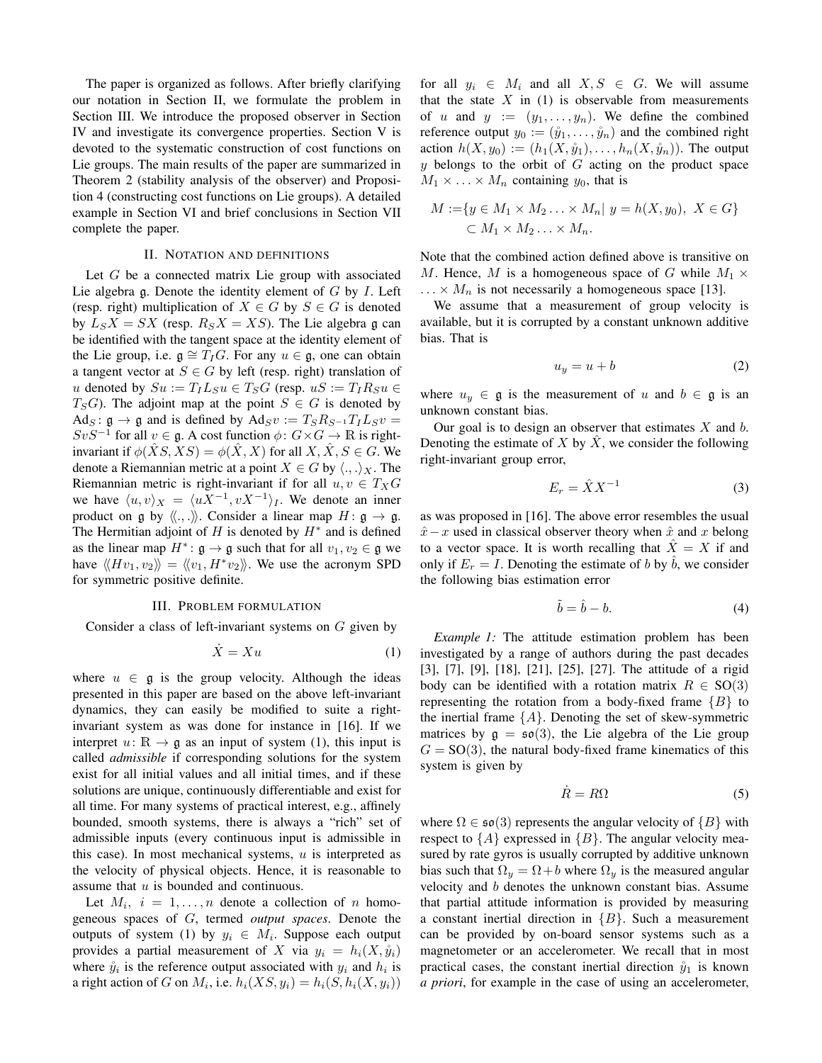The paper is organized as follows. After briefly clarifying our notation in Section II, we formulate the problem in Section III. We introduce the proposed observer in Section IV and investigate its convergence properties. Section V is devoted to the systematic construction of cost functions on Lie groups. The main results of the paper are summarized in Theorem 2 (stability analysis of the observer) and Proposition 4 (constructing cost functions on Lie groups). A detailed example in Section VI and brief conclusions in Section VII complete the paper.

## II. Notation and definitions

Let $G$ be a connected matrix Lie group with associated Lie algebra $\mathfrak{g}$. Denote the identity element of $G$ by $I$. Left (resp. right) multiplication of $X \in G$ by $S \in G$ is denoted by $L_S X = SX$ (resp. $R_S X = XS$). The Lie algebra $\mathfrak{g}$ can be identified with the tangent space at the identity element of the Lie group, i.e. $\mathfrak{g} \cong T_I G$. For any $u \in \mathfrak{g}$, one can obtain a tangent vector at $S \in G$ by left (resp. right) translation of $u$ denoted by $Su := T_I L_S u \in T_S G$ (resp. $uS := T_I R_S u \in T_S G$). The adjoint map at the point $S \in G$ is denoted by $\mathrm{Ad}_S \colon \mathfrak{g} \to \mathfrak{g}$ and is defined by $\mathrm{Ad}_S v := T_S R_{S^{-1}} T_I L_S v = SvS^{-1}$ for all $v \in \mathfrak{g}$. A cost function $\phi \colon G \times G \to \mathbb{R}$ is right-invariant if $\phi(\hat{X}S, XS) = \phi(\hat{X}, X)$ for all $X, \hat{X}, S \in G$. We denote a Riemannian metric at a point $X \in G$ by $\langle ., . \rangle_X$. The Riemannian metric is right-invariant if for all $u, v \in T_X G$ we have $\langle u, v \rangle_X = \langle uX^{-1}, vX^{-1} \rangle_I$. We denote an inner product on $\mathfrak{g}$ by $\langle\!\langle ., . \rangle\!\rangle$. Consider a linear map $H \colon \mathfrak{g} \to \mathfrak{g}$. The Hermitian adjoint of $H$ is denoted by $H^*$ and is defined as the linear map $H^* \colon \mathfrak{g} \to \mathfrak{g}$ such that for all $v_1, v_2 \in \mathfrak{g}$ we have $\langle\!\langle H v_1, v_2 \rangle\!\rangle = \langle\!\langle v_1, H^* v_2 \rangle\!\rangle$. We use the acronym SPD for symmetric positive definite.

## III. Problem formulation

Consider a class of left-invariant systems on $G$ given by

$$\dot{X} = Xu \tag{1}$$

where $u \in \mathfrak{g}$ is the group velocity. Although the ideas presented in this paper are based on the above left-invariant dynamics, they can easily be modified to suite a right-invariant system as was done for instance in [16]. If we interpret $u \colon \mathbb{R} \to \mathfrak{g}$ as an input of system (1), this input is called *admissible* if corresponding solutions for the system exist for all initial values and all initial times, and if these solutions are unique, continuously differentiable and exist for all time. For many systems of practical interest, e.g., affinely bounded, smooth systems, there is always a "rich" set of admissible inputs (every continuous input is admissible in this case). In most mechanical systems, $u$ is interpreted as the velocity of physical objects. Hence, it is reasonable to assume that $u$ is bounded and continuous.

Let $M_i,\ i = 1, \ldots, n$ denote a collection of $n$ homogeneous spaces of $G$, termed *output spaces*. Denote the outputs of system (1) by $y_i \in M_i$. Suppose each output provides a partial measurement of $X$ via $y_i = h_i(X, \mathring{y}_i)$ where $\mathring{y}_i$ is the reference output associated with $y_i$ and $h_i$ is a right action of $G$ on $M_i$, i.e. $h_i(XS, y_i) = h_i(S, h_i(X, y_i))$ for all $y_i \in M_i$ and all $X, S \in G$. We will assume that the state $X$ in (1) is observable from measurements of $u$ and $y := (y_1, \ldots, y_n)$. We define the combined reference output $y_0 := (\mathring{y}_1, \ldots, \mathring{y}_n)$ and the combined right action $h(X, y_0) := (h_1(X, \mathring{y}_1), \ldots, h_n(X, \mathring{y}_n))$. The output $y$ belongs to the orbit of $G$ acting on the product space $M_1 \times \ldots \times M_n$ containing $y_0$, that is

$$\begin{aligned} M :=& \{ y \in M_1 \times M_2 \ldots \times M_n |\ y = h(X, y_0),\ X \in G \} \\ & \subset M_1 \times M_2 \ldots \times M_n. \end{aligned}$$

Note that the combined action defined above is transitive on $M$. Hence, $M$ is a homogeneous space of $G$ while $M_1 \times \ldots \times M_n$ is not necessarily a homogeneous space [13].

We assume that a measurement of group velocity is available, but it is corrupted by a constant unknown additive bias. That is

$$u_y = u + b \tag{2}$$

where $u_y \in \mathfrak{g}$ is the measurement of $u$ and $b \in \mathfrak{g}$ is an unknown constant bias.

Our goal is to design an observer that estimates $X$ and $b$. Denoting the estimate of $X$ by $\hat{X}$, we consider the following right-invariant group error,

$$E_r = \hat{X} X^{-1} \tag{3}$$

as was proposed in [16]. The above error resembles the usual $\hat{x} - x$ used in classical observer theory when $\hat{x}$ and $x$ belong to a vector space. It is worth recalling that $\hat{X} = X$ if and only if $E_r = I$. Denoting the estimate of $b$ by $\hat{b}$, we consider the following bias estimation error

$$\tilde{b} = \hat{b} - b. \tag{4}$$

*Example 1:* The attitude estimation problem has been investigated by a range of authors during the past decades [3], [7], [9], [18], [21], [25], [27]. The attitude of a rigid body can be identified with a rotation matrix $R \in \mathrm{SO}(3)$ representing the rotation from a body-fixed frame $\{B\}$ to the inertial frame $\{A\}$. Denoting the set of skew-symmetric matrices by $\mathfrak{g} = \mathfrak{so}(3)$, the Lie algebra of the Lie group $G = \mathrm{SO}(3)$, the natural body-fixed frame kinematics of this system is given by

$$\dot{R} = R\Omega \tag{5}$$

where $\Omega \in \mathfrak{so}(3)$ represents the angular velocity of $\{B\}$ with respect to $\{A\}$ expressed in $\{B\}$. The angular velocity measured by rate gyros is usually corrupted by additive unknown bias such that $\Omega_y = \Omega + b$ where $\Omega_y$ is the measured angular velocity and $b$ denotes the unknown constant bias. Assume that partial attitude information is provided by measuring a constant inertial direction in $\{B\}$. Such a measurement can be provided by on-board sensor systems such as a magnetometer or an accelerometer. We recall that in most practical cases, the constant inertial direction $\mathring{y}_1$ is known *a priori*, for example in the case of using an accelerometer,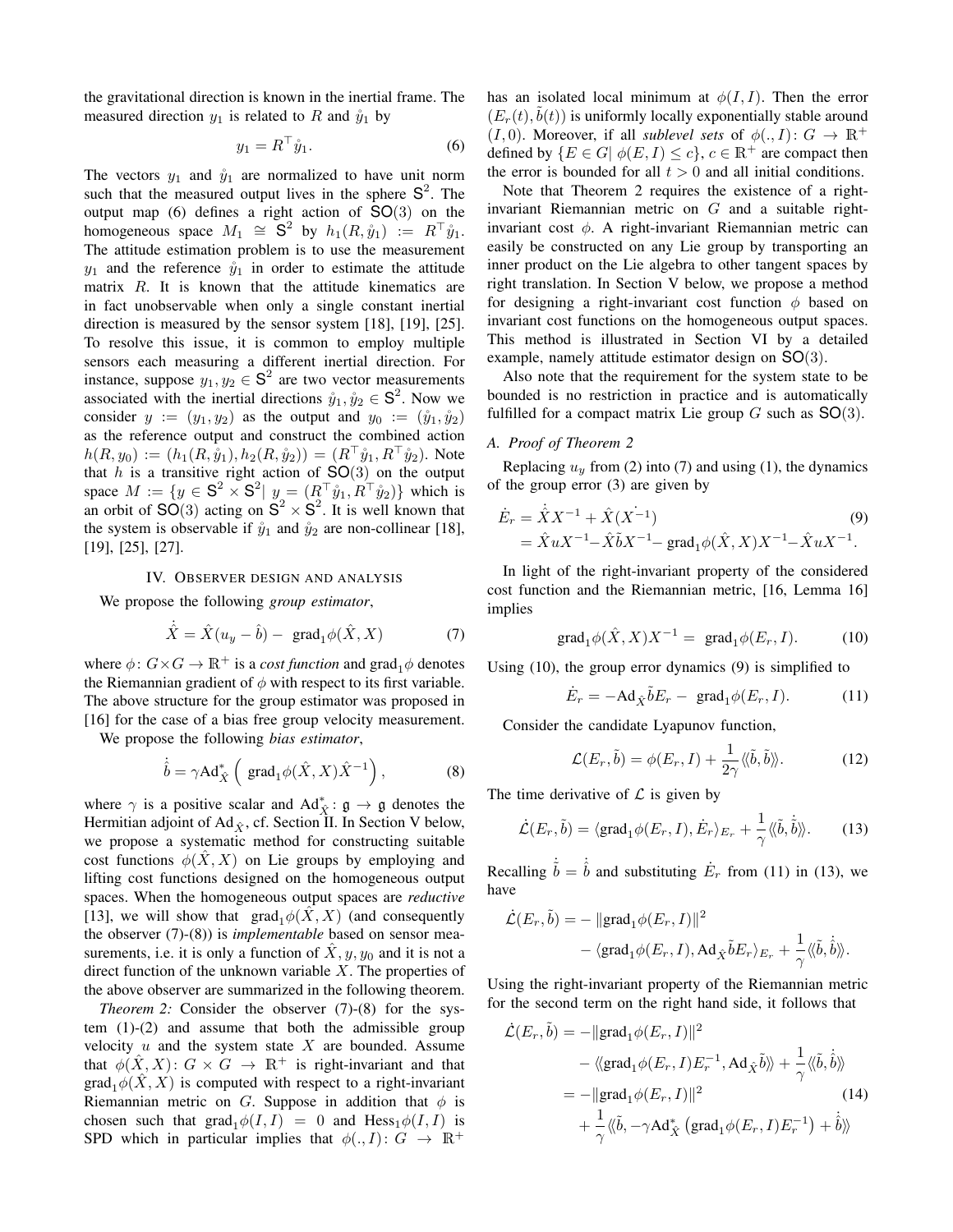the gravitational direction is known in the inertial frame. The measured direction $y_1$ is related to $R$ and $\mathring{y}_1$ by

$$y_1 = R^\top \mathring{y}_1. \tag{6}$$

The vectors $y_1$ and $\mathring{y}_1$ are normalized to have unit norm such that the measured output lives in the sphere $\mathsf{S}^2$. The output map (6) defines a right action of $\mathsf{SO}(3)$ on the homogeneous space $M_1 \cong \mathsf{S}^2$ by $h_1(R, \mathring{y}_1) := R^\top \mathring{y}_1$. The attitude estimation problem is to use the measurement $y_1$ and the reference $\mathring{y}_1$ in order to estimate the attitude matrix $R$. It is known that the attitude kinematics are in fact unobservable when only a single constant inertial direction is measured by the sensor system [18], [19], [25]. To resolve this issue, it is common to employ multiple sensors each measuring a different inertial direction. For instance, suppose $y_1, y_2 \in \mathsf{S}^2$ are two vector measurements associated with the inertial directions $\mathring{y}_1, \mathring{y}_2 \in \mathsf{S}^2$. Now we consider $y := (y_1, y_2)$ as the output and $y_0 := (\mathring{y}_1, \mathring{y}_2)$ as the reference output and construct the combined action $h(R, y_0) := (h_1(R, \mathring{y}_1), h_2(R, \mathring{y}_2)) = (R^\top \mathring{y}_1, R^\top \mathring{y}_2)$. Note that $h$ is a transitive right action of $\mathsf{SO}(3)$ on the output space $M := \{y \in \mathsf{S}^2 \times \mathsf{S}^2 |\ y = (R^\top \mathring{y}_1, R^\top \mathring{y}_2)\}$ which is an orbit of $\mathsf{SO}(3)$ acting on $\mathsf{S}^2 \times \mathsf{S}^2$. It is well known that the system is observable if $\mathring{y}_1$ and $\mathring{y}_2$ are non-collinear [18], [19], [25], [27].

## IV. Observer design and analysis

We propose the following *group estimator*,

$$\dot{\hat{X}} = \hat{X}(u_y - \hat{b}) - \ \mathrm{grad}_1\phi(\hat{X}, X) \tag{7}$$

where $\phi \colon G \times G \to \mathbb{R}^+$ is a *cost function* and $\mathrm{grad}_1\phi$ denotes the Riemannian gradient of $\phi$ with respect to its first variable. The above structure for the group estimator was proposed in [16] for the case of a bias free group velocity measurement.

We propose the following *bias estimator*,

$$\dot{\hat{b}} = \gamma \mathrm{Ad}^*_{\hat{X}} \left(\ \mathrm{grad}_1\phi(\hat{X}, X)\hat{X}^{-1}\right), \tag{8}$$

where $\gamma$ is a positive scalar and $\mathrm{Ad}^*_{\hat{X}} \colon \mathfrak{g} \to \mathfrak{g}$ denotes the Hermitian adjoint of $\mathrm{Ad}_{\hat{X}}$, cf. Section II. In Section V below, we propose a systematic method for constructing suitable cost functions $\phi(\hat{X}, X)$ on Lie groups by employing and lifting cost functions designed on the homogeneous output spaces. When the homogeneous output spaces are *reductive* [13], we will show that $\mathrm{grad}_1\phi(\hat{X}, X)$ (and consequently the observer (7)-(8)) is *implementable* based on sensor measurements, i.e. it is only a function of $\hat{X}, y, y_0$ and it is not a direct function of the unknown variable $X$. The properties of the above observer are summarized in the following theorem.

*Theorem 2:* Consider the observer (7)-(8) for the system (1)-(2) and assume that both the admissible group velocity $u$ and the system state $X$ are bounded. Assume that $\phi(\hat{X}, X) \colon G \times G \to \mathbb{R}^+$ is right-invariant and that $\mathrm{grad}_1\phi(\hat{X}, X)$ is computed with respect to a right-invariant Riemannian metric on $G$. Suppose in addition that $\phi$ is chosen such that $\mathrm{grad}_1\phi(I, I) = 0$ and $\mathrm{Hess}_1\phi(I, I)$ is SPD which in particular implies that $\phi(., I) \colon G \to \mathbb{R}^+$ has an isolated local minimum at $\phi(I, I)$. Then the error $(E_r(t), \tilde{b}(t))$ is uniformly locally exponentially stable around $(I, 0)$. Moreover, if all *sublevel sets* of $\phi(., I) \colon G \to \mathbb{R}^+$ defined by $\{E \in G |\ \phi(E, I) \leq c\}$, $c \in \mathbb{R}^+$ are compact then the error is bounded for all $t > 0$ and all initial conditions.

Note that Theorem 2 requires the existence of a right-invariant Riemannian metric on $G$ and a suitable right-invariant cost $\phi$. A right-invariant Riemannian metric can easily be constructed on any Lie group by transporting an inner product on the Lie algebra to other tangent spaces by right translation. In Section V below, we propose a method for designing a right-invariant cost function $\phi$ based on invariant cost functions on the homogeneous output spaces. This method is illustrated in Section VI by a detailed example, namely attitude estimator design on $\mathsf{SO}(3)$.

Also note that the requirement for the system state to be bounded is no restriction in practice and is automatically fulfilled for a compact matrix Lie group $G$ such as $\mathsf{SO}(3)$.

### A. Proof of Theorem 2

Replacing $u_y$ from (2) into (7) and using (1), the dynamics of the group error (3) are given by

$$\begin{aligned}\dot{E}_r &= \dot{\hat{X}}X^{-1} + \hat{X}(\dot{X^{-1}}) \\ &= \hat{X}uX^{-1} - \hat{X}\tilde{b}X^{-1} - \ \mathrm{grad}_1\phi(\hat{X}, X)X^{-1} - \hat{X}uX^{-1}.\end{aligned} \tag{9}$$

In light of the right-invariant property of the considered cost function and the Riemannian metric, [16, Lemma 16] implies

$$\mathrm{grad}_1\phi(\hat{X}, X)X^{-1} = \ \mathrm{grad}_1\phi(E_r, I). \tag{10}$$

Using (10), the group error dynamics (9) is simplified to

$$\dot{E}_r = -\mathrm{Ad}_{\hat{X}}\tilde{b}E_r - \ \mathrm{grad}_1\phi(E_r, I). \tag{11}$$

Consider the candidate Lyapunov function,

$$\mathcal{L}(E_r, \tilde{b}) = \phi(E_r, I) + \frac{1}{2\gamma}\langle\langle \tilde{b}, \tilde{b} \rangle\rangle. \tag{12}$$

The time derivative of $\mathcal{L}$ is given by

$$\dot{\mathcal{L}}(E_r, \tilde{b}) = \langle \mathrm{grad}_1\phi(E_r, I), \dot{E}_r \rangle_{E_r} + \frac{1}{\gamma}\langle\langle \tilde{b}, \dot{\tilde{b}} \rangle\rangle. \tag{13}$$

Recalling $\dot{\tilde{b}} = \dot{\hat{b}}$ and substituting $\dot{E}_r$ from (11) in (13), we have

$$\begin{aligned}\dot{\mathcal{L}}(E_r, \tilde{b}) = &- \|\mathrm{grad}_1\phi(E_r, I)\|^2 \\ &- \langle \mathrm{grad}_1\phi(E_r, I), \mathrm{Ad}_{\hat{X}}\tilde{b}E_r \rangle_{E_r} + \frac{1}{\gamma}\langle\langle \tilde{b}, \dot{\hat{b}} \rangle\rangle.\end{aligned}$$

Using the right-invariant property of the Riemannian metric for the second term on the right hand side, it follows that

$$\begin{aligned}\dot{\mathcal{L}}(E_r, \tilde{b}) &= -\|\mathrm{grad}_1\phi(E_r, I)\|^2 \\ &\quad - \langle\langle \mathrm{grad}_1\phi(E_r, I)E_r^{-1}, \mathrm{Ad}_{\hat{X}}\tilde{b} \rangle\rangle + \frac{1}{\gamma}\langle\langle \tilde{b}, \dot{\hat{b}} \rangle\rangle \\ &= -\|\mathrm{grad}_1\phi(E_r, I)\|^2 \\ &\quad + \frac{1}{\gamma}\langle\langle \tilde{b}, -\gamma\mathrm{Ad}^*_{\hat{X}}\left(\mathrm{grad}_1\phi(E_r, I)E_r^{-1}\right) + \dot{\hat{b}} \rangle\rangle\end{aligned} \tag{14}$$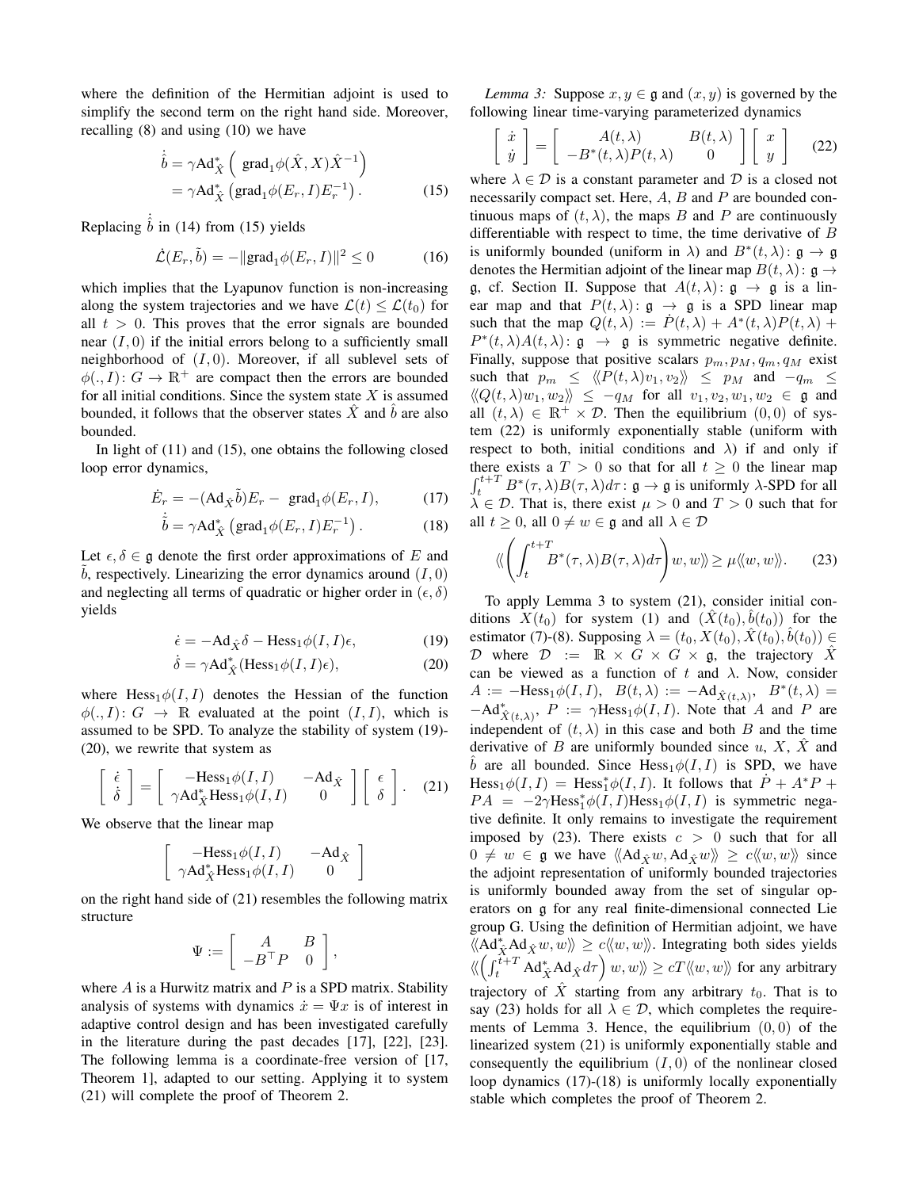where the definition of the Hermitian adjoint is used to simplify the second term on the right hand side. Moreover, recalling (8) and using (10) we have

$$\dot{\hat{b}} = \gamma \mathrm{Ad}^*_{\hat{X}} \Big( \operatorname{grad}_1 \phi(\hat{X}, X)\hat{X}^{-1}\Big) = \gamma \mathrm{Ad}^*_{\hat{X}} \left(\operatorname{grad}_1 \phi(E_r, I) E_r^{-1}\right). \tag{15}$$

Replacing $\dot{\hat{b}}$ in (14) from (15) yields

$$\dot{\mathcal{L}}(E_r, \tilde{b}) = -\|\operatorname{grad}_1 \phi(E_r, I)\|^2 \leq 0 \tag{16}$$

which implies that the Lyapunov function is non-increasing along the system trajectories and we have $\mathcal{L}(t) \leq \mathcal{L}(t_0)$ for all $t > 0$. This proves that the error signals are bounded near $(I, 0)$ if the initial errors belong to a sufficiently small neighborhood of $(I, 0)$. Moreover, if all sublevel sets of $\phi(., I)\colon G \to \mathbb{R}^+$ are compact then the errors are bounded for all initial conditions. Since the system state $X$ is assumed bounded, it follows that the observer states $\hat{X}$ and $\hat{b}$ are also bounded.

In light of (11) and (15), one obtains the following closed loop error dynamics,

$$\dot{E}_r = -(\mathrm{Ad}_{\hat{X}} \tilde{b}) E_r - \operatorname{grad}_1 \phi(E_r, I), \tag{17}$$

$$\dot{\tilde{b}} = \gamma \mathrm{Ad}^*_{\hat{X}} \left(\operatorname{grad}_1 \phi(E_r, I) E_r^{-1}\right). \tag{18}$$

Let $\epsilon, \delta \in \mathfrak{g}$ denote the first order approximations of $E$ and $\tilde{b}$, respectively. Linearizing the error dynamics around $(I, 0)$ and neglecting all terms of quadratic or higher order in $(\epsilon, \delta)$ yields

$$\dot{\epsilon} = -\mathrm{Ad}_{\hat{X}} \delta - \mathrm{Hess}_1 \phi(I, I)\epsilon, \tag{19}$$

$$\dot{\delta} = \gamma \mathrm{Ad}^*_{\hat{X}} (\mathrm{Hess}_1 \phi(I, I)\epsilon), \tag{20}$$

where $\mathrm{Hess}_1 \phi(I, I)$ denotes the Hessian of the function $\phi(., I)\colon G \to \mathbb{R}$ evaluated at the point $(I, I)$, which is assumed to be SPD. To analyze the stability of system (19)-(20), we rewrite that system as

$$\begin{bmatrix} \dot{\epsilon} \\ \dot{\delta} \end{bmatrix} = \begin{bmatrix} -\mathrm{Hess}_1 \phi(I, I) & -\mathrm{Ad}_{\hat{X}} \\ \gamma \mathrm{Ad}^*_{\hat{X}} \mathrm{Hess}_1 \phi(I, I) & 0 \end{bmatrix} \begin{bmatrix} \epsilon \\ \delta \end{bmatrix}. \tag{21}$$

We observe that the linear map

$$\begin{bmatrix} -\mathrm{Hess}_1 \phi(I, I) & -\mathrm{Ad}_{\hat{X}} \\ \gamma \mathrm{Ad}^*_{\hat{X}} \mathrm{Hess}_1 \phi(I, I) & 0 \end{bmatrix}$$

on the right hand side of (21) resembles the following matrix structure

$$\Psi := \begin{bmatrix} A & B \\ -B^\top P & 0 \end{bmatrix},$$

where $A$ is a Hurwitz matrix and $P$ is a SPD matrix. Stability analysis of systems with dynamics $\dot{x} = \Psi x$ is of interest in adaptive control design and has been investigated carefully in the literature during the past decades [17], [22], [23]. The following lemma is a coordinate-free version of [17, Theorem 1], adapted to our setting. Applying it to system (21) will complete the proof of Theorem 2.

*Lemma 3:* Suppose $x, y \in \mathfrak{g}$ and $(x, y)$ is governed by the following linear time-varying parameterized dynamics

$$\begin{bmatrix} \dot{x} \\ \dot{y} \end{bmatrix} = \begin{bmatrix} A(t, \lambda) & B(t, \lambda) \\ -B^*(t, \lambda) P(t, \lambda) & 0 \end{bmatrix} \begin{bmatrix} x \\ y \end{bmatrix} \tag{22}$$

where $\lambda \in \mathcal{D}$ is a constant parameter and $\mathcal{D}$ is a closed not necessarily compact set. Here, $A$, $B$ and $P$ are bounded continuous maps of $(t, \lambda)$, the maps $B$ and $P$ are continuously differentiable with respect to time, the time derivative of $B$ is uniformly bounded (uniform in $\lambda$) and $B^*(t, \lambda)\colon \mathfrak{g} \to \mathfrak{g}$ denotes the Hermitian adjoint of the linear map $B(t, \lambda)\colon \mathfrak{g} \to \mathfrak{g}$, cf. Section II. Suppose that $A(t, \lambda)\colon \mathfrak{g} \to \mathfrak{g}$ is a linear map and that $P(t, \lambda)\colon \mathfrak{g} \to \mathfrak{g}$ is a SPD linear map such that the map $Q(t, \lambda) := \dot{P}(t, \lambda) + A^*(t, \lambda)P(t, \lambda) + P^*(t, \lambda)A(t, \lambda)\colon \mathfrak{g} \to \mathfrak{g}$ is symmetric negative definite. Finally, suppose that positive scalars $p_m, p_M, q_m, q_M$ exist such that $p_m \leq \langle\!\langle P(t, \lambda)v_1, v_2 \rangle\!\rangle \leq p_M$ and $-q_m \leq \langle\!\langle Q(t, \lambda)w_1, w_2 \rangle\!\rangle \leq -q_M$ for all $v_1, v_2, w_1, w_2 \in \mathfrak{g}$ and all $(t, \lambda) \in \mathbb{R}^+ \times \mathcal{D}$. Then the equilibrium $(0, 0)$ of system (22) is uniformly exponentially stable (uniform with respect to both, initial conditions and $\lambda$) if and only if there exists a $T > 0$ so that for all $t \geq 0$ the linear map $\int_t^{t+T} B^*(\tau, \lambda)B(\tau, \lambda)d\tau \colon \mathfrak{g} \to \mathfrak{g}$ is uniformly $\lambda$-SPD for all $\lambda \in \mathcal{D}$. That is, there exist $\mu > 0$ and $T > 0$ such that for all $t \geq 0$, all $0 \neq w \in \mathfrak{g}$ and all $\lambda \in \mathcal{D}$

$$\left\langle\!\!\left\langle \left( \int_t^{t+T} B^*(\tau, \lambda)B(\tau, \lambda)d\tau \right) w, w \right\rangle\!\!\right\rangle \geq \mu \langle\!\langle w, w \rangle\!\rangle. \tag{23}$$

To apply Lemma 3 to system (21), consider initial conditions $X(t_0)$ for system (1) and $(\hat{X}(t_0), \hat{b}(t_0))$ for the estimator (7)-(8). Supposing $\lambda = (t_0, X(t_0), \hat{X}(t_0), \hat{b}(t_0)) \in \mathcal{D}$ where $\mathcal{D} := \mathbb{R} \times G \times G \times \mathfrak{g}$, the trajectory $\hat{X}$ can be viewed as a function of $t$ and $\lambda$. Now, consider $A := -\mathrm{Hess}_1 \phi(I, I)$, $B(t, \lambda) := -\mathrm{Ad}_{\hat{X}(t,\lambda)}$, $B^*(t, \lambda) = -\mathrm{Ad}^*_{\hat{X}(t,\lambda)}$, $P := \gamma \mathrm{Hess}_1 \phi(I, I)$. Note that $A$ and $P$ are independent of $(t, \lambda)$ in this case and both $B$ and the time derivative of $B$ are uniformly bounded since $u$, $X$, $\hat{X}$ and $\hat{b}$ are all bounded. Since $\mathrm{Hess}_1 \phi(I, I)$ is SPD, we have $\mathrm{Hess}_1 \phi(I, I) = \mathrm{Hess}^*_1 \phi(I, I)$. It follows that $\dot{P} + A^*P + PA = -2\gamma \mathrm{Hess}^*_1 \phi(I, I) \mathrm{Hess}_1 \phi(I, I)$ is symmetric negative definite. It only remains to investigate the requirement imposed by (23). There exists $c > 0$ such that for all $0 \neq w \in \mathfrak{g}$ we have $\langle\!\langle \mathrm{Ad}_{\hat{X}} w, \mathrm{Ad}_{\hat{X}} w \rangle\!\rangle \geq c \langle\!\langle w, w \rangle\!\rangle$ since the adjoint representation of uniformly bounded trajectories is uniformly bounded away from the set of singular operators on $\mathfrak{g}$ for any real finite-dimensional connected Lie group G. Using the definition of Hermitian adjoint, we have $\langle\!\langle \mathrm{Ad}^*_{\hat{X}} \mathrm{Ad}_{\hat{X}} w, w \rangle\!\rangle \geq c \langle\!\langle w, w \rangle\!\rangle$. Integrating both sides yields $\left\langle\!\!\left\langle \left( \int_t^{t+T} \mathrm{Ad}^*_{\hat{X}} \mathrm{Ad}_{\hat{X}} d\tau \right) w, w \right\rangle\!\!\right\rangle \geq cT \langle\!\langle w, w \rangle\!\rangle$ for any arbitrary trajectory of $\hat{X}$ starting from any arbitrary $t_0$. That is to say (23) holds for all $\lambda \in \mathcal{D}$, which completes the requirements of Lemma 3. Hence, the equilibrium $(0, 0)$ of the linearized system (21) is uniformly exponentially stable and consequently the equilibrium $(I, 0)$ of the nonlinear closed loop dynamics (17)-(18) is uniformly locally exponentially stable which completes the proof of Theorem 2.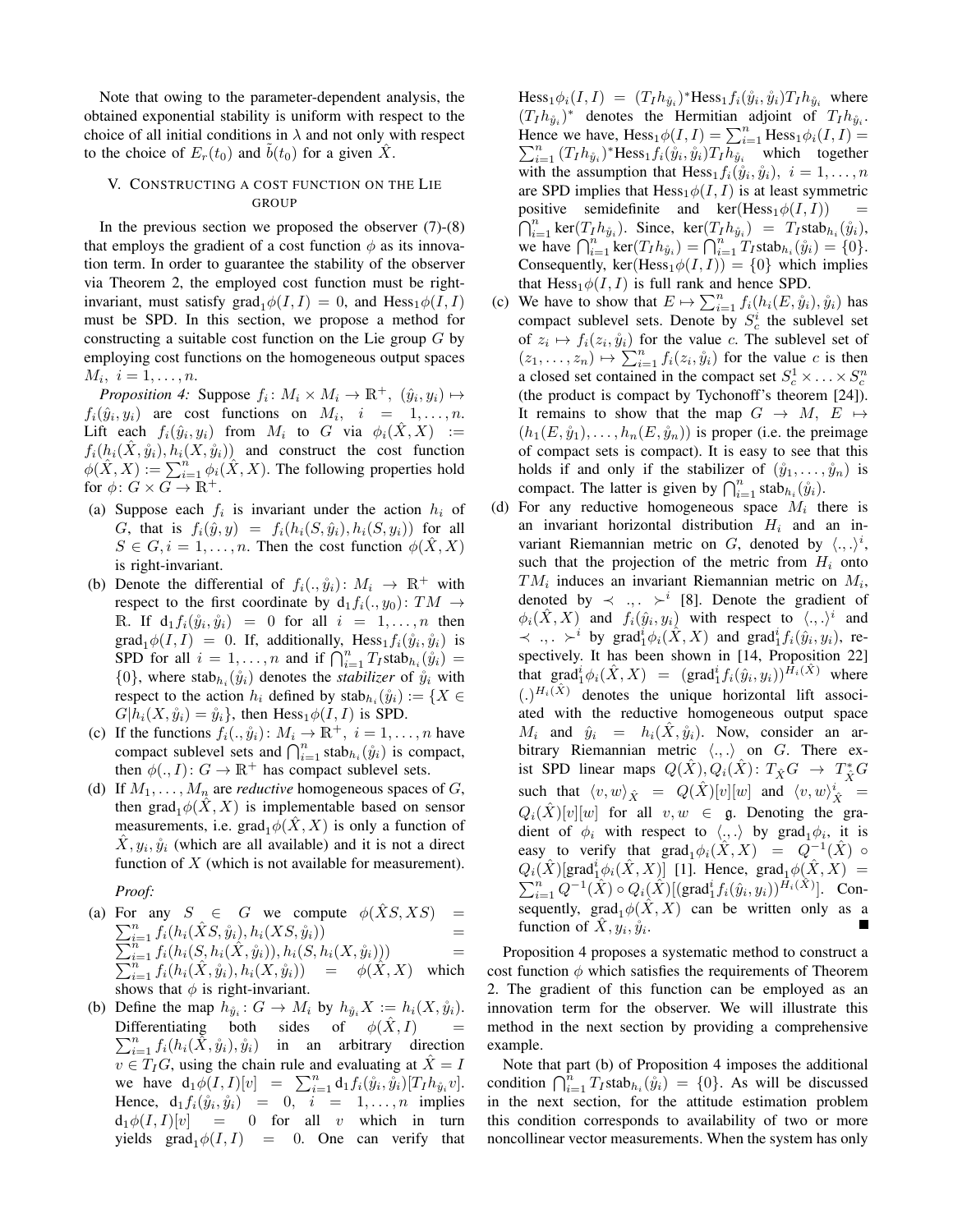Note that owing to the parameter-dependent analysis, the obtained exponential stability is uniform with respect to the choice of all initial conditions in $\lambda$ and not only with respect to the choice of $E_r(t_0)$ and $\tilde{b}(t_0)$ for a given $\hat{X}$.

## V. Constructing a cost function on the Lie group

In the previous section we proposed the observer (7)-(8) that employs the gradient of a cost function $\phi$ as its innovation term. In order to guarantee the stability of the observer via Theorem 2, the employed cost function must be right-invariant, must satisfy $\text{grad}_1\phi(I,I) = 0$, and $\text{Hess}_1\phi(I,I)$ must be SPD. In this section, we propose a method for constructing a suitable cost function on the Lie group $G$ by employing cost functions on the homogeneous output spaces $M_i,\ i = 1,\dots,n$.

*Proposition 4:* Suppose $f_i\colon M_i \times M_i \to \mathbb{R}^+,\ (\hat{y}_i, y_i) \mapsto f_i(\hat{y}_i, y_i)$ are cost functions on $M_i,\ i = 1,\dots,n$. Lift each $f_i(\hat{y}_i, y_i)$ from $M_i$ to $G$ via $\phi_i(\hat{X}, X) := f_i(h_i(\hat{X}, \mathring{y}_i), h_i(X, \mathring{y}_i))$ and construct the cost function $\phi(\hat{X}, X) := \sum_{i=1}^n \phi_i(\hat{X}, X)$. The following properties hold for $\phi\colon G \times G \to \mathbb{R}^+$.

- (a) Suppose each $f_i$ is invariant under the action $h_i$ of $G$, that is $f_i(\hat{y}, y) = f_i(h_i(S, \hat{y}_i), h_i(S, y_i))$ for all $S \in G, i = 1,\dots,n$. Then the cost function $\phi(\hat{X}, X)$ is right-invariant.
- (b) Denote the differential of $f_i(., \mathring{y}_i)\colon M_i \to \mathbb{R}^+$ with respect to the first coordinate by $\mathrm{d}_1 f_i(., y_0)\colon TM \to \mathbb{R}$. If $\mathrm{d}_1 f_i(\mathring{y}_i, \mathring{y}_i) = 0$ for all $i = 1,\dots,n$ then $\text{grad}_1\phi(I,I) = 0$. If, additionally, $\text{Hess}_1 f_i(\mathring{y}_i, \mathring{y}_i)$ is SPD for all $i = 1,\dots,n$ and if $\bigcap_{i=1}^n T_I\text{stab}_{h_i}(\mathring{y}_i) = \{0\}$, where $\text{stab}_{h_i}(\mathring{y}_i)$ denotes the *stabilizer* of $\mathring{y}_i$ with respect to the action $h_i$ defined by $\text{stab}_{h_i}(\mathring{y}_i) := \{X \in G | h_i(X, \mathring{y}_i) = \mathring{y}_i\}$, then $\text{Hess}_1\phi(I,I)$ is SPD.
- (c) If the functions $f_i(., \mathring{y}_i)\colon M_i \to \mathbb{R}^+,\ i = 1,\dots,n$ have compact sublevel sets and $\bigcap_{i=1}^n \text{stab}_{h_i}(\mathring{y}_i)$ is compact, then $\phi(., I)\colon G \to \mathbb{R}^+$ has compact sublevel sets.
- (d) If $M_1,\dots,M_n$ are *reductive* homogeneous spaces of $G$, then $\text{grad}_1\phi(\hat{X}, X)$ is implementable based on sensor measurements, i.e. $\text{grad}_1\phi(\hat{X}, X)$ is only a function of $\hat{X}, y_i, \hat{y}_i$ (which are all available) and it is not a direct function of $X$ (which is not available for measurement).

*Proof:*

- (a) For any $S \in G$ we compute $\phi(\hat{X}S, XS) = \sum_{i=1}^n f_i(h_i(\hat{X}S, \mathring{y}_i), h_i(XS, \mathring{y}_i)) = \sum_{i=1}^n f_i(h_i(S, h_i(\hat{X}, \mathring{y}_i)), h_i(S, h_i(X, \mathring{y}_i))) = \sum_{i=1}^n f_i(h_i(\hat{X}, \mathring{y}_i), h_i(X, \mathring{y}_i)) = \phi(\hat{X}, X)$ which shows that $\phi$ is right-invariant.
- (b) Define the map $h_{\mathring{y}_i}\colon G \to M_i$ by $h_{\mathring{y}_i}X := h_i(X, \mathring{y}_i)$. Differentiating both sides of $\phi(\hat{X}, I) = \sum_{i=1}^n f_i(h_i(\hat{X}, \mathring{y}_i), \mathring{y}_i)$ in an arbitrary direction $v \in T_I G$, using the chain rule and evaluating at $\hat{X} = I$ we have $\mathrm{d}_1\phi(I,I)[v] = \sum_{i=1}^n \mathrm{d}_1 f_i(\mathring{y}_i, \mathring{y}_i)[T_I h_{\mathring{y}_i} v]$. Hence, $\mathrm{d}_1 f_i(\mathring{y}_i, \mathring{y}_i) = 0,\ i = 1,\dots,n$ implies $\mathrm{d}_1\phi(I,I)[v] = 0$ for all $v$ which in turn yields $\text{grad}_1\phi(I,I) = 0$. One can verify that $\text{Hess}_1\phi_i(I,I) = (T_I h_{\mathring{y}_i})^* \text{Hess}_1 f_i(\mathring{y}_i, \mathring{y}_i) T_I h_{\mathring{y}_i}$ where $(T_I h_{\mathring{y}_i})^*$ denotes the Hermitian adjoint of $T_I h_{\mathring{y}_i}$. Hence we have, $\text{Hess}_1\phi(I,I) = \sum_{i=1}^n \text{Hess}_1\phi_i(I,I) = \sum_{i=1}^n (T_I h_{\mathring{y}_i})^* \text{Hess}_1 f_i(\mathring{y}_i, \mathring{y}_i) T_I h_{\mathring{y}_i}$ which together with the assumption that $\text{Hess}_1 f_i(\mathring{y}_i, \mathring{y}_i),\ i = 1,\dots,n$ are SPD implies that $\text{Hess}_1\phi(I,I)$ is at least symmetric positive semidefinite and $\ker(\text{Hess}_1\phi(I,I)) = \bigcap_{i=1}^n \ker(T_I h_{\mathring{y}_i})$. Since, $\ker(T_I h_{\mathring{y}_i}) = T_I\text{stab}_{h_i}(\mathring{y}_i)$, we have $\bigcap_{i=1}^n \ker(T_I h_{\mathring{y}_i}) = \bigcap_{i=1}^n T_I\text{stab}_{h_i}(\mathring{y}_i) = \{0\}$. Consequently, $\ker(\text{Hess}_1\phi(I,I)) = \{0\}$ which implies that $\text{Hess}_1\phi(I,I)$ is full rank and hence SPD.
- (c) We have to show that $E \mapsto \sum_{i=1}^n f_i(h_i(E, \mathring{y}_i), \mathring{y}_i)$ has compact sublevel sets. Denote by $S_c^i$ the sublevel set of $z_i \mapsto f_i(z_i, \mathring{y}_i)$ for the value $c$. The sublevel set of $(z_1,\dots,z_n) \mapsto \sum_{i=1}^n f_i(z_i, \mathring{y}_i)$ for the value $c$ is then a closed set contained in the compact set $S_c^1 \times \ldots \times S_c^n$ (the product is compact by Tychonoff's theorem [24]). It remains to show that the map $G \to M,\ E \mapsto (h_1(E, \mathring{y}_1),\dots,h_n(E, \mathring{y}_n))$ is proper (i.e. the preimage of compact sets is compact). It is easy to see that this holds if and only if the stabilizer of $(\mathring{y}_1,\dots,\mathring{y}_n)$ is compact. The latter is given by $\bigcap_{i=1}^n \text{stab}_{h_i}(\mathring{y}_i)$.
- (d) For any reductive homogeneous space $M_i$ there is an invariant horizontal distribution $H_i$ and an invariant Riemannian metric on $G$, denoted by $\langle .,.\rangle^i$, such that the projection of the metric from $H_i$ onto $TM_i$ induces an invariant Riemannian metric on $M_i$, denoted by $\prec .,. \succ^i$ [8]. Denote the gradient of $\phi_i(\hat{X}, X)$ and $f_i(\hat{y}_i, y_i)$ with respect to $\langle .,.\rangle^i$ and $\prec .,. \succ^i$ by $\text{grad}_1^i\phi_i(\hat{X}, X)$ and $\text{grad}_1^i f_i(\hat{y}_i, y_i)$, respectively. It has been shown in [14, Proposition 22] that $\text{grad}_1^i\phi_i(\hat{X}, X) = (\text{grad}_1^i f_i(\hat{y}_i, y_i))^{H_i(\hat{X})}$ where $(.)^{H_i(\hat{X})}$ denotes the unique horizontal lift associated with the reductive homogeneous output space $M_i$ and $\hat{y}_i = h_i(\hat{X}, \mathring{y}_i)$. Now, consider an arbitrary Riemannian metric $\langle .,.\rangle$ on $G$. There exist SPD linear maps $Q(\hat{X}), Q_i(\hat{X})\colon T_{\hat{X}}G \to T^*_{\hat{X}}G$ such that $\langle v,w\rangle_{\hat{X}} = Q(\hat{X})[v][w]$ and $\langle v,w\rangle^i_{\hat{X}} = Q_i(\hat{X})[v][w]$ for all $v,w \in \mathfrak{g}$. Denoting the gradient of $\phi_i$ with respect to $\langle .,.\rangle$ by $\text{grad}_1\phi_i$, it is easy to verify that $\text{grad}_1\phi_i(\hat{X}, X) = Q^{-1}(\hat{X}) \circ Q_i(\hat{X})[\text{grad}_1^i\phi_i(\hat{X}, X)]$ [1]. Hence, $\text{grad}_1\phi(\hat{X}, X) = \sum_{i=1}^n Q^{-1}(\hat{X}) \circ Q_i(\hat{X})[(\text{grad}_1^i f_i(\hat{y}_i, y_i))^{H_i(\hat{X})}]$. Consequently, $\text{grad}_1\phi(\hat{X}, X)$ can be written only as a function of $\hat{X}, y_i, \hat{y}_i$. ■

Proposition 4 proposes a systematic method to construct a cost function $\phi$ which satisfies the requirements of Theorem 2. The gradient of this function can be employed as an innovation term for the observer. We will illustrate this method in the next section by providing a comprehensive example.

Note that part (b) of Proposition 4 imposes the additional condition $\bigcap_{i=1}^n T_I\text{stab}_{h_i}(\mathring{y}_i) = \{0\}$. As will be discussed in the next section, for the attitude estimation problem this condition corresponds to availability of two or more noncollinear vector measurements. When the system has only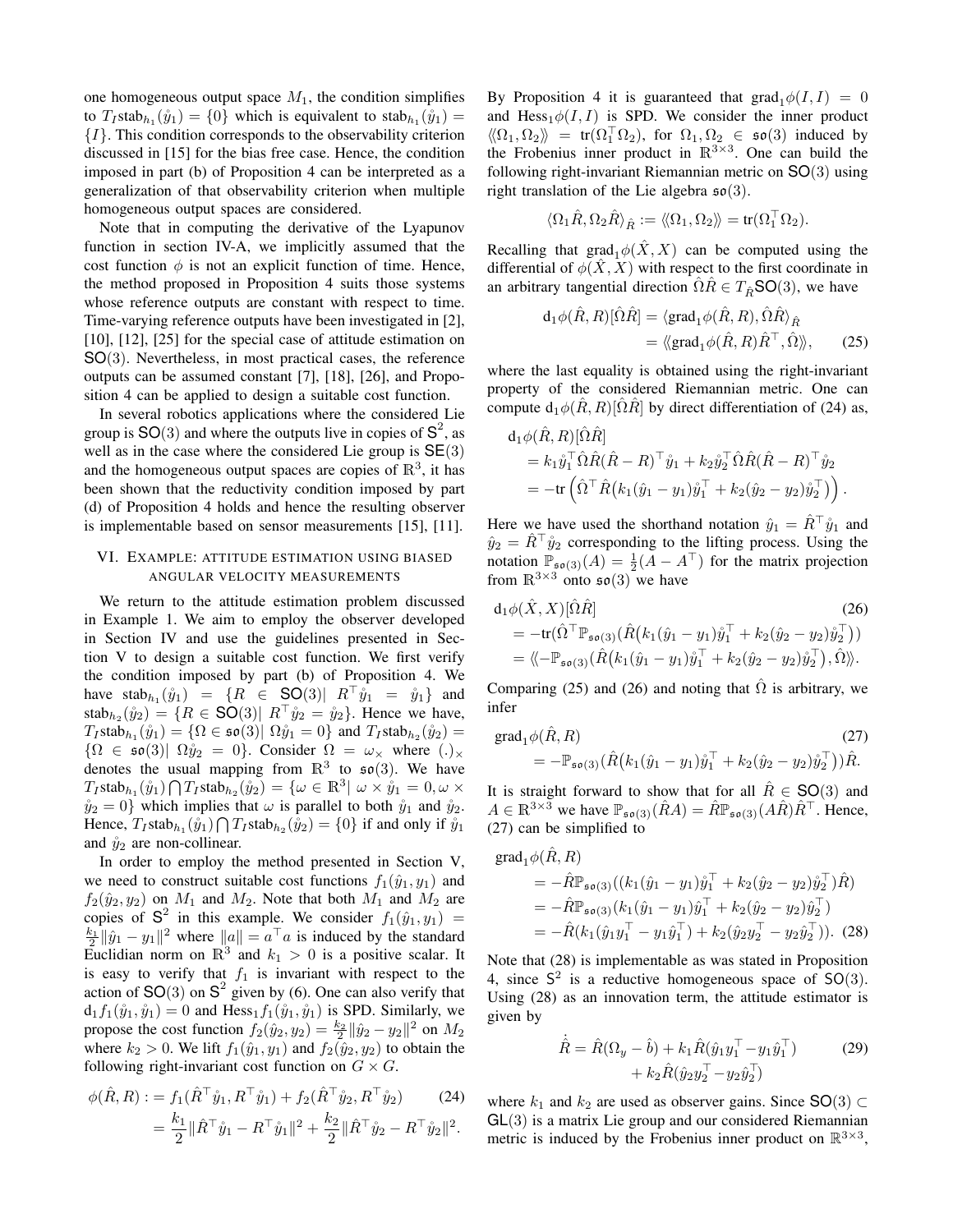one homogeneous output space $M_1$, the condition simplifies to $T_I\text{stab}_{h_1}(\mathring{y}_1) = \{0\}$ which is equivalent to $\text{stab}_{h_1}(\mathring{y}_1) = \{I\}$. This condition corresponds to the observability criterion discussed in [15] for the bias free case. Hence, the condition imposed in part (b) of Proposition 4 can be interpreted as a generalization of that observability criterion when multiple homogeneous output spaces are considered.

Note that in computing the derivative of the Lyapunov function in section IV-A, we implicitly assumed that the cost function $\phi$ is not an explicit function of time. Hence, the method proposed in Proposition 4 suits those systems whose reference outputs are constant with respect to time. Time-varying reference outputs have been investigated in [2], [10], [12], [25] for the special case of attitude estimation on $\mathsf{SO}(3)$. Nevertheless, in most practical cases, the reference outputs can be assumed constant [7], [18], [26], and Proposition 4 can be applied to design a suitable cost function.

In several robotics applications where the considered Lie group is $\mathsf{SO}(3)$ and where the outputs live in copies of $\mathsf{S}^2$, as well as in the case where the considered Lie group is $\mathsf{SE}(3)$ and the homogeneous output spaces are copies of $\mathbb{R}^3$, it has been shown that the reductivity condition imposed by part (d) of Proposition 4 holds and hence the resulting observer is implementable based on sensor measurements [15], [11].

## VI. Example: attitude estimation using biased angular velocity measurements

We return to the attitude estimation problem discussed in Example 1. We aim to employ the observer developed in Section IV and use the guidelines presented in Section V to design a suitable cost function. We first verify the condition imposed by part (b) of Proposition 4. We have $\text{stab}_{h_1}(\mathring{y}_1) = \{R \in \mathsf{SO}(3) | \ R^\top \mathring{y}_1 = \mathring{y}_1\}$ and $\text{stab}_{h_2}(\mathring{y}_2) = \{R \in \mathsf{SO}(3) | \ R^\top \mathring{y}_2 = \mathring{y}_2\}$. Hence we have, $T_I\text{stab}_{h_1}(\mathring{y}_1) = \{\Omega \in \mathfrak{so}(3) | \ \Omega\mathring{y}_1 = 0\}$ and $T_I\text{stab}_{h_2}(\mathring{y}_2) = \{\Omega \in \mathfrak{so}(3) | \ \Omega\mathring{y}_2 = 0\}$. Consider $\Omega = \omega_\times$ where $(.)_\times$ denotes the usual mapping from $\mathbb{R}^3$ to $\mathfrak{so}(3)$. We have $T_I\text{stab}_{h_1}(\mathring{y}_1) \bigcap T_I\text{stab}_{h_2}(\mathring{y}_2) = \{\omega \in \mathbb{R}^3 | \ \omega \times \mathring{y}_1 = 0, \omega \times \mathring{y}_2 = 0\}$ which implies that $\omega$ is parallel to both $\mathring{y}_1$ and $\mathring{y}_2$. Hence, $T_I\text{stab}_{h_1}(\mathring{y}_1) \bigcap T_I\text{stab}_{h_2}(\mathring{y}_2) = \{0\}$ if and only if $\mathring{y}_1$ and $\mathring{y}_2$ are non-collinear.

In order to employ the method presented in Section V, we need to construct suitable cost functions $f_1(\hat{y}_1, y_1)$ and $f_2(\hat{y}_2, y_2)$ on $M_1$ and $M_2$. Note that both $M_1$ and $M_2$ are copies of $\mathsf{S}^2$ in this example. We consider $f_1(\hat{y}_1, y_1) = \frac{k_1}{2}\|\hat{y}_1 - y_1\|^2$ where $\|a\| = a^\top a$ is induced by the standard Euclidian norm on $\mathbb{R}^3$ and $k_1 > 0$ is a positive scalar. It is easy to verify that $f_1$ is invariant with respect to the action of $\mathsf{SO}(3)$ on $\mathsf{S}^2$ given by (6). One can also verify that $\mathrm{d}_1 f_1(\mathring{y}_1, \mathring{y}_1) = 0$ and $\text{Hess}_1 f_1(\mathring{y}_1, \mathring{y}_1)$ is SPD. Similarly, we propose the cost function $f_2(\hat{y}_2, y_2) = \frac{k_2}{2}\|\hat{y}_2 - y_2\|^2$ on $M_2$ where $k_2 > 0$. We lift $f_1(\hat{y}_1, y_1)$ and $f_2(\hat{y}_2, y_2)$ to obtain the following right-invariant cost function on $G \times G$.

$$
\begin{aligned}
\phi(\hat{R}, R) &:= f_1(\hat{R}^\top \mathring{y}_1, R^\top \mathring{y}_1) + f_2(\hat{R}^\top \mathring{y}_2, R^\top \mathring{y}_2) \qquad (24)\\
&= \frac{k_1}{2}\|\hat{R}^\top \mathring{y}_1 - R^\top \mathring{y}_1\|^2 + \frac{k_2}{2}\|\hat{R}^\top \mathring{y}_2 - R^\top \mathring{y}_2\|^2.
\end{aligned}
$$

By Proposition 4 it is guaranteed that $\text{grad}_1\phi(I, I) = 0$ and $\text{Hess}_1\phi(I, I)$ is SPD. We consider the inner product $\langle\!\langle \Omega_1, \Omega_2 \rangle\!\rangle = \text{tr}(\Omega_1^\top \Omega_2)$, for $\Omega_1, \Omega_2 \in \mathfrak{so}(3)$ induced by the Frobenius inner product in $\mathbb{R}^{3\times 3}$. One can build the following right-invariant Riemannian metric on $\mathsf{SO}(3)$ using right translation of the Lie algebra $\mathfrak{so}(3)$.

$$
\langle \Omega_1 \hat{R}, \Omega_2 \hat{R} \rangle_{\hat{R}} := \langle\!\langle \Omega_1, \Omega_2 \rangle\!\rangle = \text{tr}(\Omega_1^\top \Omega_2).
$$

Recalling that $\text{grad}_1\phi(\hat{X}, X)$ can be computed using the differential of $\phi(\hat{X}, X)$ with respect to the first coordinate in an arbitrary tangential direction $\hat{\Omega}\hat{R} \in T_{\hat{R}}\mathsf{SO}(3)$, we have

$$
\begin{aligned}
\mathrm{d}_1\phi(\hat{R}, R)[\hat{\Omega}\hat{R}] &= \langle \text{grad}_1\phi(\hat{R}, R), \hat{\Omega}\hat{R} \rangle_{\hat{R}}\\
&= \langle\!\langle \text{grad}_1\phi(\hat{R}, R)\hat{R}^\top, \hat{\Omega} \rangle\!\rangle, \qquad (25)
\end{aligned}
$$

where the last equality is obtained using the right-invariant property of the considered Riemannian metric. One can compute $\mathrm{d}_1\phi(\hat{R}, R)[\hat{\Omega}\hat{R}]$ by direct differentiation of (24) as,

$$
\begin{aligned}
&\mathrm{d}_1\phi(\hat{R}, R)[\hat{\Omega}\hat{R}]\\
&= k_1 \mathring{y}_1^\top \hat{\Omega}\hat{R}(\hat{R} - R)^\top \mathring{y}_1 + k_2 \mathring{y}_2^\top \hat{\Omega}\hat{R}(\hat{R} - R)^\top \mathring{y}_2\\
&= -\text{tr}\left(\hat{\Omega}^\top \hat{R}\big(k_1(\hat{y}_1 - y_1)\mathring{y}_1^\top + k_2(\hat{y}_2 - y_2)\mathring{y}_2^\top\big)\right).
\end{aligned}
$$

Here we have used the shorthand notation $\hat{y}_1 = \hat{R}^\top \mathring{y}_1$ and $\hat{y}_2 = \hat{R}^\top \mathring{y}_2$ corresponding to the lifting process. Using the notation $\mathbb{P}_{\mathfrak{so}(3)}(A) = \frac{1}{2}(A - A^\top)$ for the matrix projection from $\mathbb{R}^{3\times 3}$ onto $\mathfrak{so}(3)$ we have

$$
\begin{aligned}
&\mathrm{d}_1\phi(\hat{X}, X)[\hat{\Omega}\hat{R}] \qquad (26)\\
&= -\text{tr}(\hat{\Omega}^\top \mathbb{P}_{\mathfrak{so}(3)}(\hat{R}\big(k_1(\hat{y}_1 - y_1)\mathring{y}_1^\top + k_2(\hat{y}_2 - y_2)\mathring{y}_2^\top\big))\\
&= \langle\!\langle -\mathbb{P}_{\mathfrak{so}(3)}(\hat{R}\big(k_1(\hat{y}_1 - y_1)\mathring{y}_1^\top + k_2(\hat{y}_2 - y_2)\mathring{y}_2^\top\big), \hat{\Omega} \rangle\!\rangle.
\end{aligned}
$$

Comparing (25) and (26) and noting that $\hat{\Omega}$ is arbitrary, we infer

$$
\begin{aligned}
&\text{grad}_1\phi(\hat{R}, R) \qquad (27)\\
&\quad = -\mathbb{P}_{\mathfrak{so}(3)}(\hat{R}\big(k_1(\hat{y}_1 - y_1)\mathring{y}_1^\top + k_2(\hat{y}_2 - y_2)\mathring{y}_2^\top\big))\hat{R}.
\end{aligned}
$$

It is straight forward to show that for all $\hat{R} \in \mathsf{SO}(3)$ and $A \in \mathbb{R}^{3\times 3}$ we have $\mathbb{P}_{\mathfrak{so}(3)}(\hat{R}A) = \hat{R}\mathbb{P}_{\mathfrak{so}(3)}(A\hat{R})\hat{R}^\top$. Hence, (27) can be simplified to

$$
\begin{aligned}
&\text{grad}_1\phi(\hat{R}, R)\\
&\quad = -\hat{R}\mathbb{P}_{\mathfrak{so}(3)}((k_1(\hat{y}_1 - y_1)\mathring{y}_1^\top + k_2(\hat{y}_2 - y_2)\mathring{y}_2^\top)\hat{R})\\
&\quad = -\hat{R}\mathbb{P}_{\mathfrak{so}(3)}(k_1(\hat{y}_1 - y_1)\hat{y}_1^\top + k_2(\hat{y}_2 - y_2)\hat{y}_2^\top)\\
&\quad = -\hat{R}(k_1(\hat{y}_1 y_1^\top - y_1\hat{y}_1^\top) + k_2(\hat{y}_2 y_2^\top - y_2\hat{y}_2^\top)). \quad (28)
\end{aligned}
$$

Note that (28) is implementable as was stated in Proposition 4, since $\mathsf{S}^2$ is a reductive homogeneous space of $\mathsf{SO}(3)$. Using (28) as an innovation term, the attitude estimator is given by

$$
\begin{aligned}
\dot{\hat{R}} = \hat{R}(\Omega_y - \hat{b}) &+ k_1\hat{R}(\hat{y}_1 y_1^\top - y_1\hat{y}_1^\top) \qquad (29)\\
&+ k_2\hat{R}(\hat{y}_2 y_2^\top - y_2\hat{y}_2^\top)
\end{aligned}
$$

where $k_1$ and $k_2$ are used as observer gains. Since $\mathsf{SO}(3) \subset \mathsf{GL}(3)$ is a matrix Lie group and our considered Riemannian metric is induced by the Frobenius inner product on $\mathbb{R}^{3\times 3}$,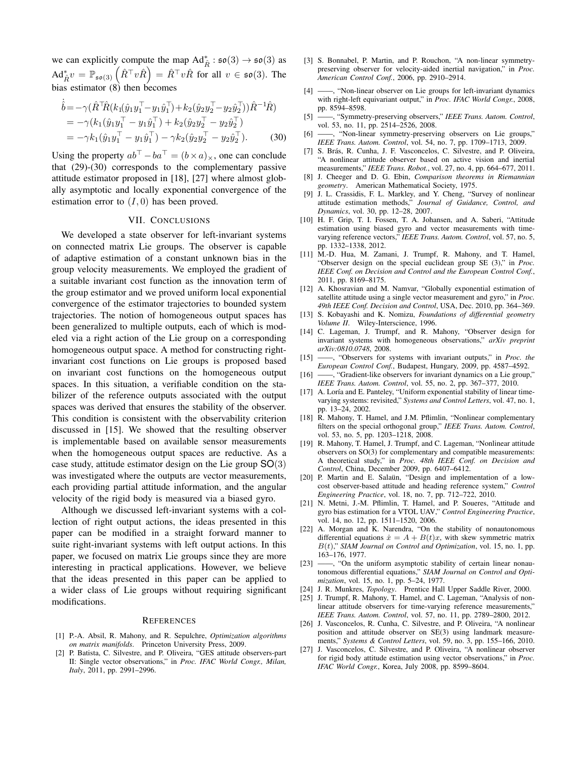we can explicitly compute the map $\mathrm{Ad}^*_{\hat{R}} : \mathfrak{so}(3) \to \mathfrak{so}(3)$ as $\mathrm{Ad}^*_{\hat{R}} v = \mathbb{P}_{\mathfrak{so}(3)}\left(\hat{R}^\top v \hat{R}\right) = \hat{R}^\top v \hat{R}$ for all $v \in \mathfrak{so}(3)$. The bias estimator (8) then becomes

$$
\begin{aligned}
\dot{\hat{b}} &= -\gamma(\hat{R}^\top \hat{R}(k_1(\hat{y}_1 y_1^\top - y_1 \hat{y}_1^\top) + k_2(\hat{y}_2 y_2^\top - y_2 \hat{y}_2^\top))\hat{R}^{-1}\hat{R}) \\
&= -\gamma(k_1(\hat{y}_1 y_1^\top - y_1 \hat{y}_1^\top) + k_2(\hat{y}_2 y_2^\top - y_2 \hat{y}_2^\top) \\
&= -\gamma k_1(\hat{y}_1 y_1^\top - y_1 \hat{y}_1^\top) - \gamma k_2(\hat{y}_2 y_2^\top - y_2 \hat{y}_2^\top). \qquad (30)
\end{aligned}
$$

Using the property $ab^\top - ba^\top = (b \times a)_\times$, one can conclude that (29)-(30) corresponds to the complementary passive attitude estimator proposed in [18], [27] where almost globally asymptotic and locally exponential convergence of the estimation error to $(I, 0)$ has been proved.

## VII. Conclusions

We developed a state observer for left-invariant systems on connected matrix Lie groups. The observer is capable of adaptive estimation of a constant unknown bias in the group velocity measurements. We employed the gradient of a suitable invariant cost function as the innovation term of the group estimator and we proved uniform local exponential convergence of the estimator trajectories to bounded system trajectories. The notion of homogeneous output spaces has been generalized to multiple outputs, each of which is modeled via a right action of the Lie group on a corresponding homogeneous output space. A method for constructing right-invariant cost functions on Lie groups is proposed based on invariant cost functions on the homogeneous output spaces. In this situation, a verifiable condition on the stabilizer of the reference outputs associated with the output spaces was derived that ensures the stability of the observer. This condition is consistent with the observability criterion discussed in [15]. We showed that the resulting observer is implementable based on available sensor measurements when the homogeneous output spaces are reductive. As a case study, attitude estimator design on the Lie group $\mathsf{SO}(3)$ was investigated where the outputs are vector measurements, each providing partial attitude information, and the angular velocity of the rigid body is measured via a biased gyro.

Although we discussed left-invariant systems with a collection of right output actions, the ideas presented in this paper can be modified in a straight forward manner to suite right-invariant systems with left output actions. In this paper, we focused on matrix Lie groups since they are more interesting in practical applications. However, we believe that the ideas presented in this paper can be applied to a wider class of Lie groups without requiring significant modifications.

## References

[1] P.-A. Absil, R. Mahony, and R. Sepulchre, *Optimization algorithms on matrix manifolds*. Princeton University Press, 2009.

[2] P. Batista, C. Silvestre, and P. Oliveira, "GES attitude observers-part II: Single vector observations," in *Proc. IFAC World Congr., Milan, Italy*, 2011, pp. 2991–2996.

[3] S. Bonnabel, P. Martin, and P. Rouchon, "A non-linear symmetry-preserving observer for velocity-aided inertial navigation," in *Proc. American Control Conf.*, 2006, pp. 2910–2914.

[4] ——, "Non-linear observer on Lie groups for left-invariant dynamics with right-left equivariant output," in *Proc. IFAC World Congr.*, 2008, pp. 8594–8598.

[5] ——, "Symmetry-preserving observers," *IEEE Trans. Autom. Control*, vol. 53, no. 11, pp. 2514–2526, 2008.

[6] ——, "Non-linear symmetry-preserving observers on Lie groups," *IEEE Trans. Autom. Control*, vol. 54, no. 7, pp. 1709–1713, 2009.

[7] S. Brás, R. Cunha, J. F. Vasconcelos, C. Silvestre, and P. Oliveira, "A nonlinear attitude observer based on active vision and inertial measurements," *IEEE Trans. Robot.*, vol. 27, no. 4, pp. 664–677, 2011.

[8] J. Cheeger and D. G. Ebin, *Comparison theorems in Riemannian geometry*. American Mathematical Society, 1975.

[9] J. L. Crassidis, F. L. Markley, and Y. Cheng, "Survey of nonlinear attitude estimation methods," *Journal of Guidance, Control, and Dynamics*, vol. 30, pp. 12–28, 2007.

[10] H. F. Grip, T. I. Fossen, T. A. Johansen, and A. Saberi, "Attitude estimation using biased gyro and vector measurements with time-varying reference vectors," *IEEE Trans. Autom. Control*, vol. 57, no. 5, pp. 1332–1338, 2012.

[11] M.-D. Hua, M. Zamani, J. Trumpf, R. Mahony, and T. Hamel, "Observer design on the special euclidean group SE (3)," in *Proc. IEEE Conf. on Decision and Control and the European Control Conf.*, 2011, pp. 8169–8175.

[12] A. Khosravian and M. Namvar, "Globally exponential estimation of satellite attitude using a single vector measurement and gyro," in *Proc. 49th IEEE Conf. Decision and Control*, USA, Dec. 2010, pp. 364–369.

[13] S. Kobayashi and K. Nomizu, *Foundations of differential geometry Volume II*. Wiley-Interscience, 1996.

[14] C. Lageman, J. Trumpf, and R. Mahony, "Observer design for invariant systems with homogeneous observations," *arXiv preprint arXiv:0810.0748*, 2008.

[15] ——, "Observers for systems with invariant outputs," in *Proc. the European Control Conf.*, Budapest, Hungary, 2009, pp. 4587–4592.

[16] ——, "Gradient-like observers for invariant dynamics on a Lie group," *IEEE Trans. Autom. Control*, vol. 55, no. 2, pp. 367–377, 2010.

[17] A. Loría and E. Panteley, "Uniform exponential stability of linear time-varying systems: revisited," *Systems and Control Letters*, vol. 47, no. 1, pp. 13–24, 2002.

[18] R. Mahony, T. Hamel, and J.M. Pflimlin, "Nonlinear complementary filters on the special orthogonal group," *IEEE Trans. Autom. Control*, vol. 53, no. 5, pp. 1203–1218, 2008.

[19] R. Mahony, T. Hamel, J. Trumpf, and C. Lageman, "Nonlinear attitude observers on SO(3) for complementary and compatible measurements: A theoretical study," in *Proc. 48th IEEE Conf. on Decision and Control*, China, December 2009, pp. 6407–6412.

[20] P. Martin and E. Salaün, "Design and implementation of a low-cost observer-based attitude and heading reference system," *Control Engineering Practice*, vol. 18, no. 7, pp. 712–722, 2010.

[21] N. Metni, J.-M. Pflimlin, T. Hamel, and P. Soueres, "Attitude and gyro bias estimation for a VTOL UAV," *Control Engineering Practice*, vol. 14, no. 12, pp. 1511–1520, 2006.

[22] A. Morgan and K. Narendra, "On the stability of nonautonomous differential equations $\dot{x} = A + B(t)x$, with skew symmetric matrix $B(t)$," *SIAM Journal on Control and Optimization*, vol. 15, no. 1, pp. 163–176, 1977.

[23] ——, "On the uniform asymptotic stability of certain linear nonautonomous differential equations," *SIAM Journal on Control and Optimization*, vol. 15, no. 1, pp. 5–24, 1977.

[24] J. R. Munkres, *Topology*. Prentice Hall Upper Saddle River, 2000.

[25] J. Trumpf, R. Mahony, T. Hamel, and C. Lageman, "Analysis of nonlinear attitude observers for time-varying reference measurements," *IEEE Trans. Autom. Control*, vol. 57, no. 11, pp. 2789–2800, 2012.

[26] J. Vasconcelos, R. Cunha, C. Silvestre, and P. Oliveira, "A nonlinear position and attitude observer on SE(3) using landmark measurements," *Systems & Control Letters*, vol. 59, no. 3, pp. 155–166, 2010.

[27] J. Vasconcelos, C. Silvestre, and P. Oliveira, "A nonlinear observer for rigid body attitude estimation using vector observations," in *Proc. IFAC World Congr.*, Korea, July 2008, pp. 8599–8604.